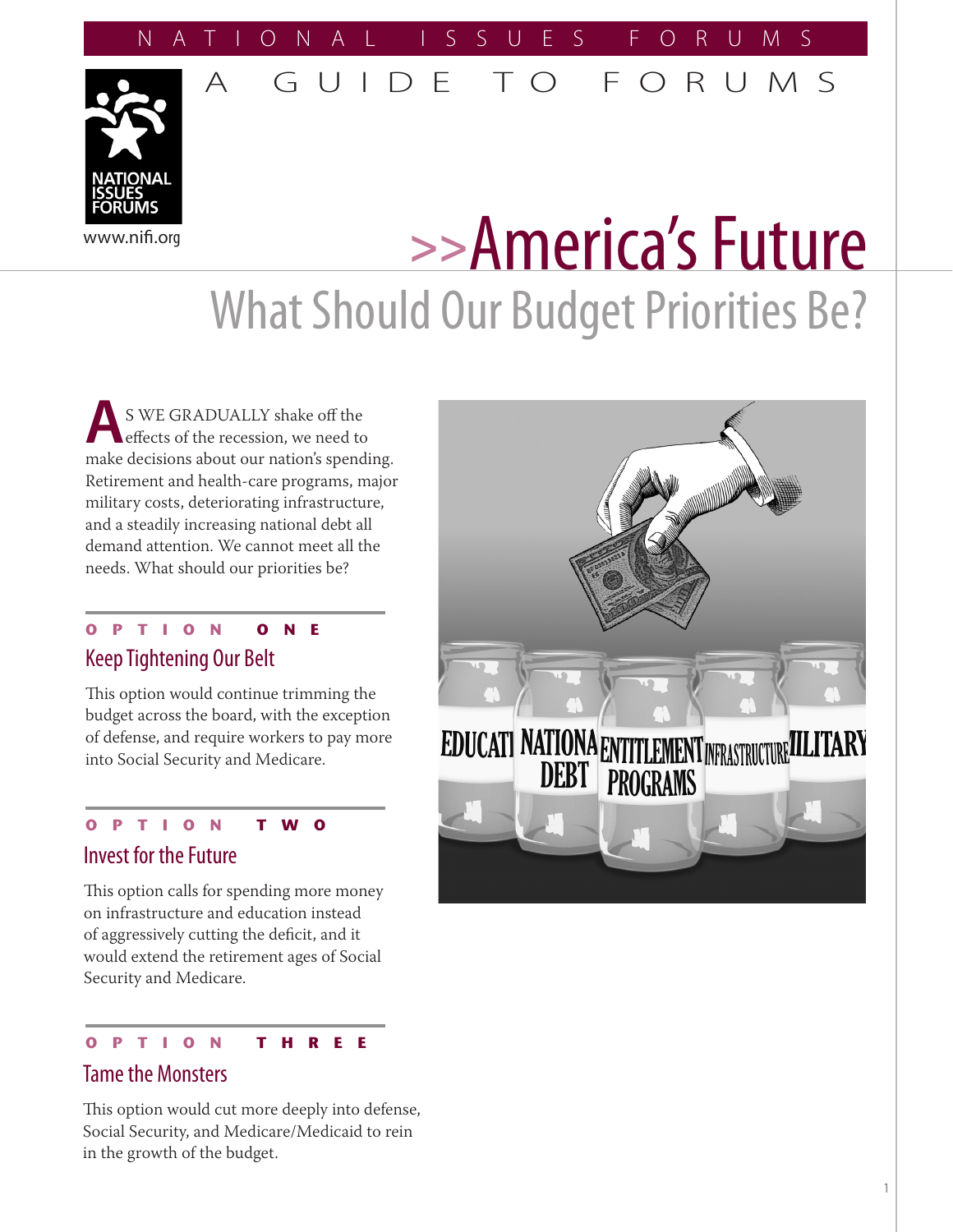NATIONAL ISSUES FORUMS

A GUIDE TO FORUMS

NATIONAL ISSUES FORUMS

www.nifi.org

# >>America's Future

## What Should Our Budget Priorities Be?

AS WE GRADUALLY shake off the effects of the recession, we need to make decisions about our nation's spending. Retirement and health-care programs, major military costs, deteriorating infrastructure, and a steadily increasing national debt all demand attention. We cannot meet all the needs. What should our priorities be?

**OPTION ONE**

### Keep Tightening Our Belt

This option would continue trimming the budget across the board, with the exception of defense, and require workers to pay more into Social Security and Medicare.

**OPTION TWO**

### Invest for the Future

This option calls for spending more money on infrastructure and education instead of aggressively cutting the deficit, and it would extend the retirement ages of Social Security and Medicare.

**OPTION THREE**

### Tame the Monsters

This option would cut more deeply into defense, Social Security, and Medicare/Medicaid to rein in the growth of the budget.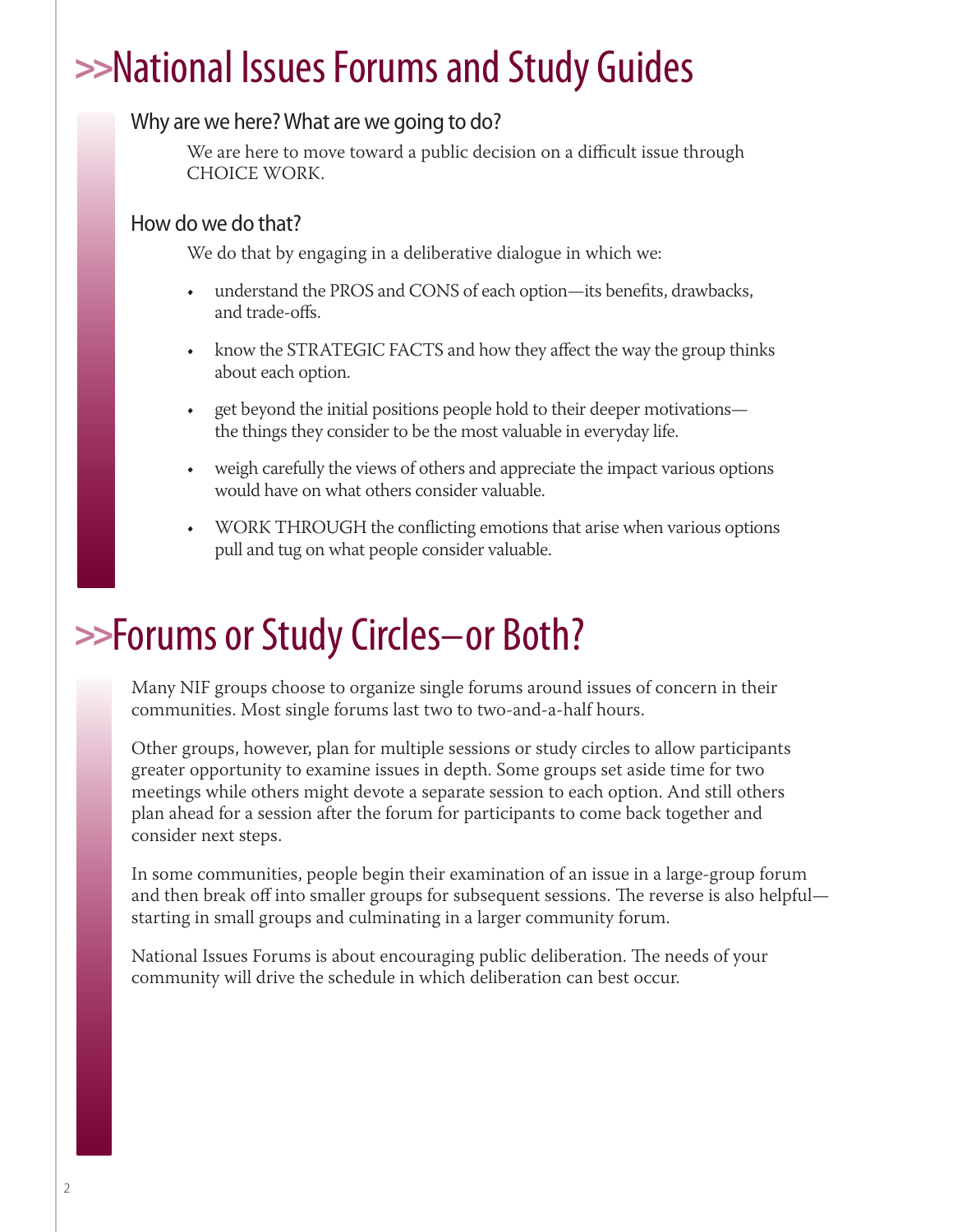# >>National Issues Forums and Study Guides

### Why are we here? What are we going to do?

We are here to move toward a public decision on a difficult issue through CHOICE WORK.

### How do we do that?

We do that by engaging in a deliberative dialogue in which we:

- understand the PROS and CONS of each option—its benefits, drawbacks, and trade-offs.
- know the STRATEGIC FACTS and how they affect the way the group thinks about each option.
- get beyond the initial positions people hold to their deeper motivations—the things they consider to be the most valuable in everyday life.
- weigh carefully the views of others and appreciate the impact various options would have on what others consider valuable.
- WORK THROUGH the conflicting emotions that arise when various options pull and tug on what people consider valuable.

# >>Forums or Study Circles–or Both?

Many NIF groups choose to organize single forums around issues of concern in their communities. Most single forums last two to two-and-a-half hours.

Other groups, however, plan for multiple sessions or study circles to allow participants greater opportunity to examine issues in depth. Some groups set aside time for two meetings while others might devote a separate session to each option. And still others plan ahead for a session after the forum for participants to come back together and consider next steps.

In some communities, people begin their examination of an issue in a large-group forum and then break off into smaller groups for subsequent sessions. The reverse is also helpful—starting in small groups and culminating in a larger community forum.

National Issues Forums is about encouraging public deliberation. The needs of your community will drive the schedule in which deliberation can best occur.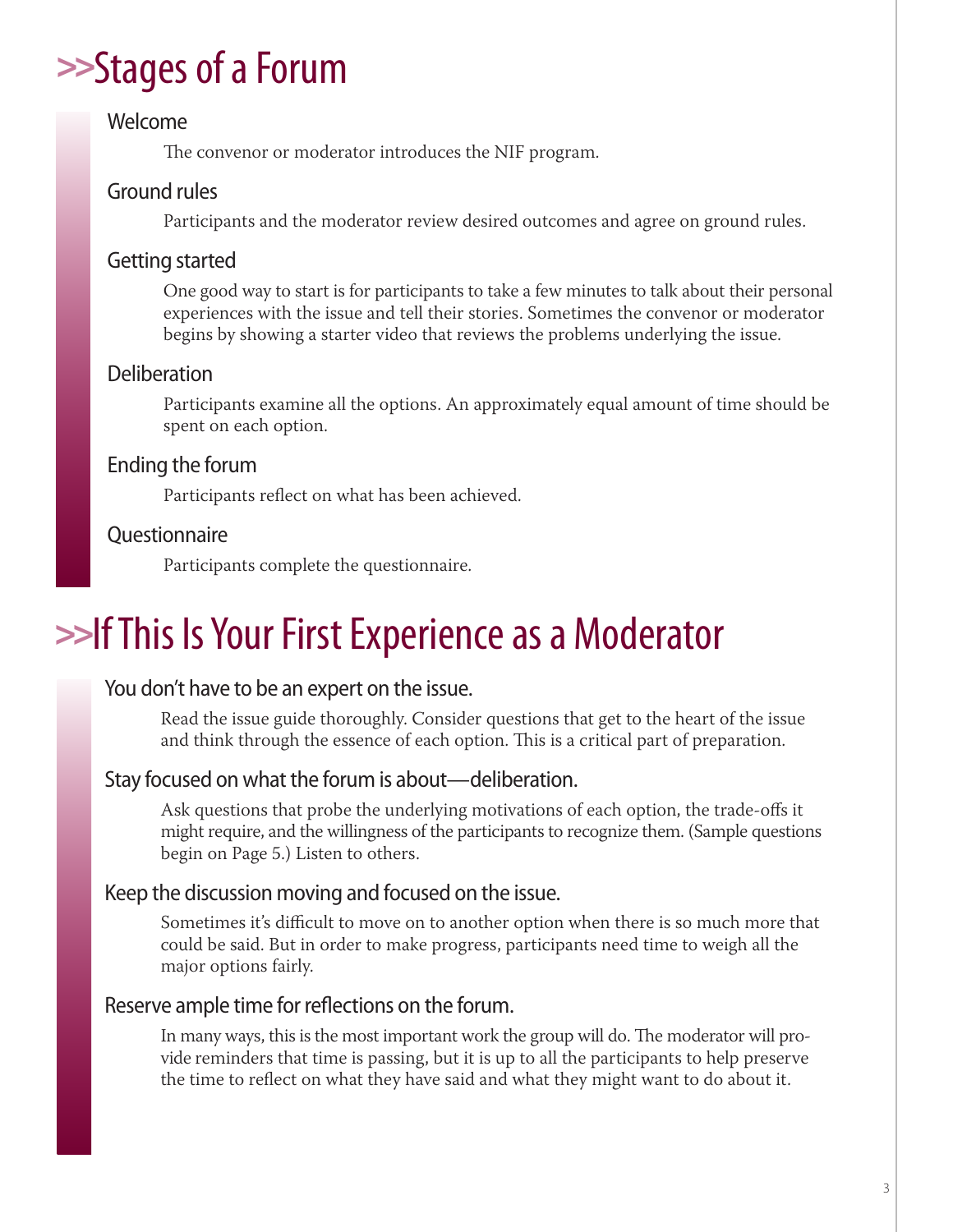# >>Stages of a Forum

### Welcome

The convenor or moderator introduces the NIF program.

### Ground rules

Participants and the moderator review desired outcomes and agree on ground rules.

### Getting started

One good way to start is for participants to take a few minutes to talk about their personal experiences with the issue and tell their stories. Sometimes the convenor or moderator begins by showing a starter video that reviews the problems underlying the issue.

### Deliberation

Participants examine all the options. An approximately equal amount of time should be spent on each option.

### Ending the forum

Participants reflect on what has been achieved.

### Questionnaire

Participants complete the questionnaire.

# >>If This Is Your First Experience as a Moderator

### You don't have to be an expert on the issue.

Read the issue guide thoroughly. Consider questions that get to the heart of the issue and think through the essence of each option. This is a critical part of preparation.

### Stay focused on what the forum is about—deliberation.

Ask questions that probe the underlying motivations of each option, the trade-offs it might require, and the willingness of the participants to recognize them. (Sample questions begin on Page 5.) Listen to others.

### Keep the discussion moving and focused on the issue.

Sometimes it's difficult to move on to another option when there is so much more that could be said. But in order to make progress, participants need time to weigh all the major options fairly.

### Reserve ample time for reflections on the forum.

In many ways, this is the most important work the group will do. The moderator will provide reminders that time is passing, but it is up to all the participants to help preserve the time to reflect on what they have said and what they might want to do about it.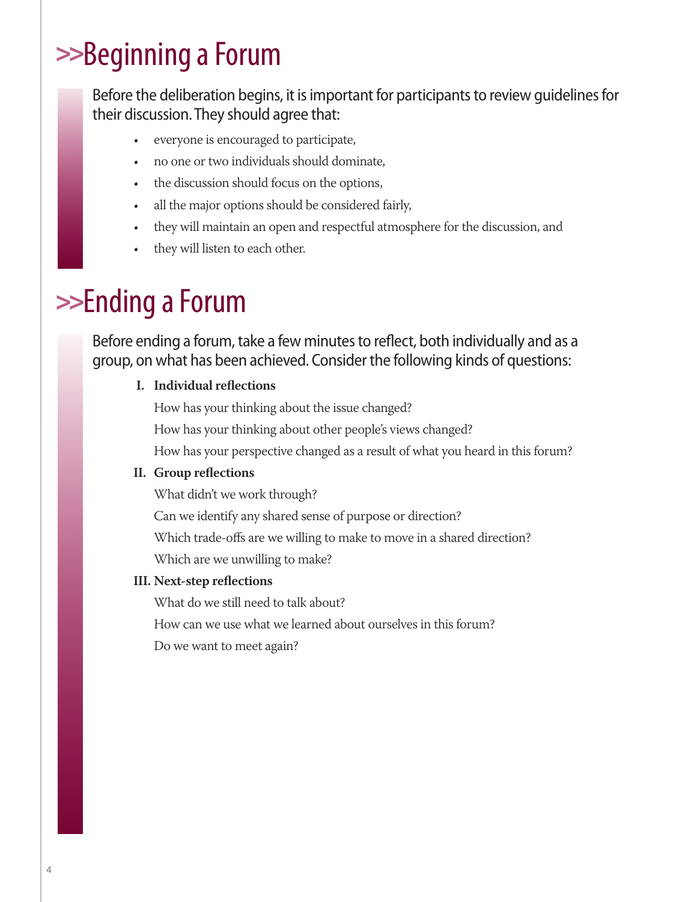# >>Beginning a Forum

Before the deliberation begins, it is important for participants to review guidelines for their discussion. They should agree that:

- everyone is encouraged to participate,
- no one or two individuals should dominate,
- the discussion should focus on the options,
- all the major options should be considered fairly,
- they will maintain an open and respectful atmosphere for the discussion, and
- they will listen to each other.

# >>Ending a Forum

Before ending a forum, take a few minutes to reflect, both individually and as a group, on what has been achieved. Consider the following kinds of questions:

**I. Individual reflections**

How has your thinking about the issue changed?

How has your thinking about other people's views changed?

How has your perspective changed as a result of what you heard in this forum?

**II. Group reflections**

What didn't we work through?

Can we identify any shared sense of purpose or direction?

Which trade-offs are we willing to make to move in a shared direction?

Which are we unwilling to make?

**III. Next-step reflections**

What do we still need to talk about?

How can we use what we learned about ourselves in this forum?

Do we want to meet again?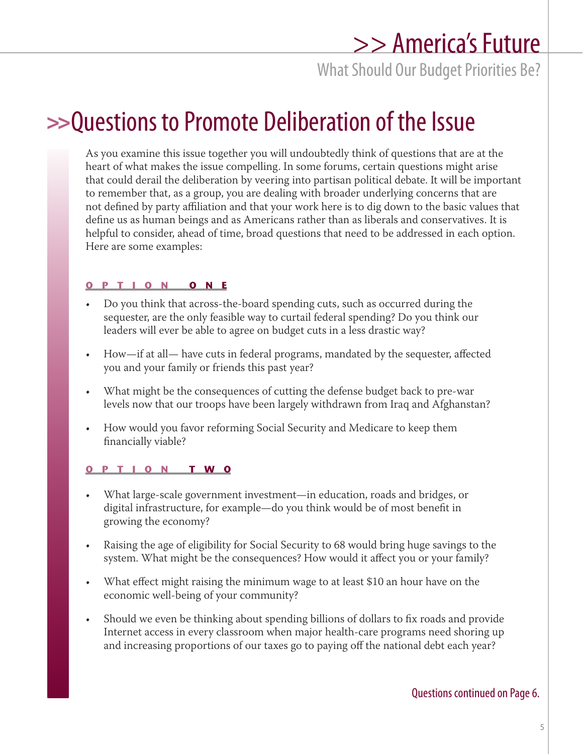# >>Questions to Promote Deliberation of the Issue

As you examine this issue together you will undoubtedly think of questions that are at the heart of what makes the issue compelling. In some forums, certain questions might arise that could derail the deliberation by veering into partisan political debate. It will be important to remember that, as a group, you are dealing with broader underlying concerns that are not defined by party affiliation and that your work here is to dig down to the basic values that define us as human beings and as Americans rather than as liberals and conservatives. It is helpful to consider, ahead of time, broad questions that need to be addressed in each option. Here are some examples:

## OPTION ONE

- Do you think that across-the-board spending cuts, such as occurred during the sequester, are the only feasible way to curtail federal spending? Do you think our leaders will ever be able to agree on budget cuts in a less drastic way?
- How—if at all— have cuts in federal programs, mandated by the sequester, affected you and your family or friends this past year?
- What might be the consequences of cutting the defense budget back to pre-war levels now that our troops have been largely withdrawn from Iraq and Afghanstan?
- How would you favor reforming Social Security and Medicare to keep them financially viable?

## OPTION TWO

- What large-scale government investment—in education, roads and bridges, or digital infrastructure, for example—do you think would be of most benefit in growing the economy?
- Raising the age of eligibility for Social Security to 68 would bring huge savings to the system. What might be the consequences? How would it affect you or your family?
- What effect might raising the minimum wage to at least $10 an hour have on the economic well-being of your community?
- Should we even be thinking about spending billions of dollars to fix roads and provide Internet access in every classroom when major health-care programs need shoring up and increasing proportions of our taxes go to paying off the national debt each year?

Questions continued on Page 6.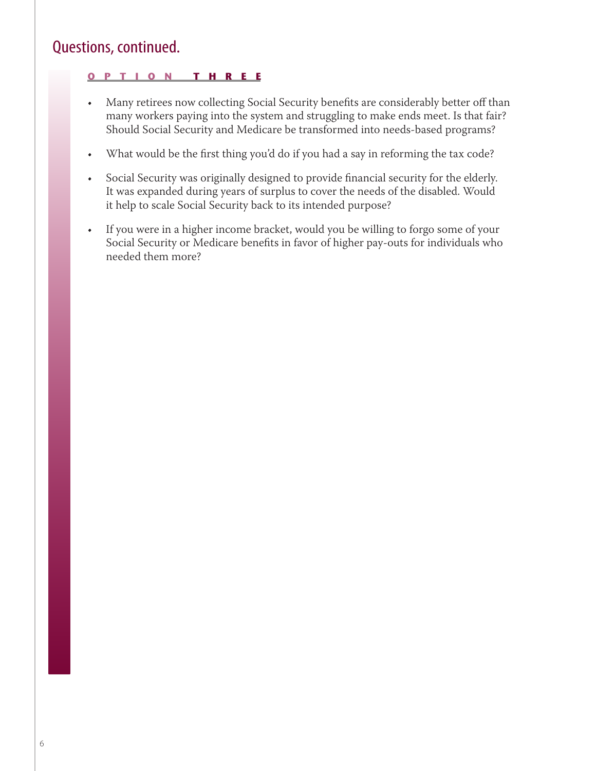## Questions, continued.

### OPTION THREE

- Many retirees now collecting Social Security benefits are considerably better off than many workers paying into the system and struggling to make ends meet. Is that fair? Should Social Security and Medicare be transformed into needs-based programs?
- What would be the first thing you'd do if you had a say in reforming the tax code?
- Social Security was originally designed to provide financial security for the elderly. It was expanded during years of surplus to cover the needs of the disabled. Would it help to scale Social Security back to its intended purpose?
- If you were in a higher income bracket, would you be willing to forgo some of your Social Security or Medicare benefits in favor of higher pay-outs for individuals who needed them more?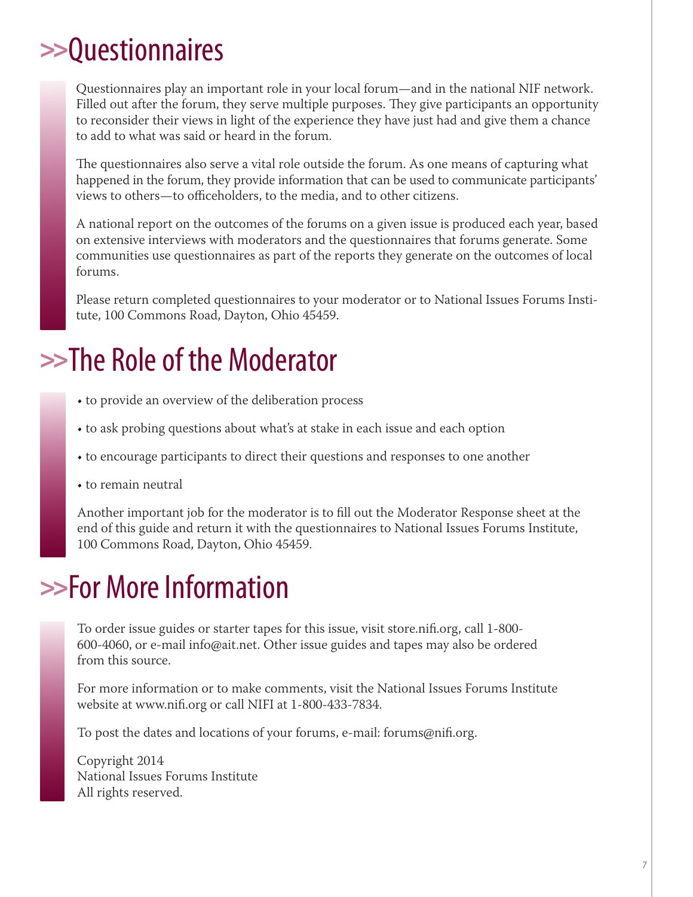# >>Questionnaires

Questionnaires play an important role in your local forum—and in the national NIF network. Filled out after the forum, they serve multiple purposes. They give participants an opportunity to reconsider their views in light of the experience they have just had and give them a chance to add to what was said or heard in the forum.

The questionnaires also serve a vital role outside the forum. As one means of capturing what happened in the forum, they provide information that can be used to communicate participants' views to others—to officeholders, to the media, and to other citizens.

A national report on the outcomes of the forums on a given issue is produced each year, based on extensive interviews with moderators and the questionnaires that forums generate. Some communities use questionnaires as part of the reports they generate on the outcomes of local forums.

Please return completed questionnaires to your moderator or to National Issues Forums Institute, 100 Commons Road, Dayton, Ohio 45459.

# >>The Role of the Moderator

- to provide an overview of the deliberation process
- to ask probing questions about what's at stake in each issue and each option
- to encourage participants to direct their questions and responses to one another
- to remain neutral

Another important job for the moderator is to fill out the Moderator Response sheet at the end of this guide and return it with the questionnaires to National Issues Forums Institute, 100 Commons Road, Dayton, Ohio 45459.

# >>For More Information

To order issue guides or starter tapes for this issue, visit store.nifi.org, call 1-800-600-4060, or e-mail info@ait.net. Other issue guides and tapes may also be ordered from this source.

For more information or to make comments, visit the National Issues Forums Institute website at www.nifi.org or call NIFI at 1-800-433-7834.

To post the dates and locations of your forums, e-mail: forums@nifi.org.

Copyright 2014
National Issues Forums Institute
All rights reserved.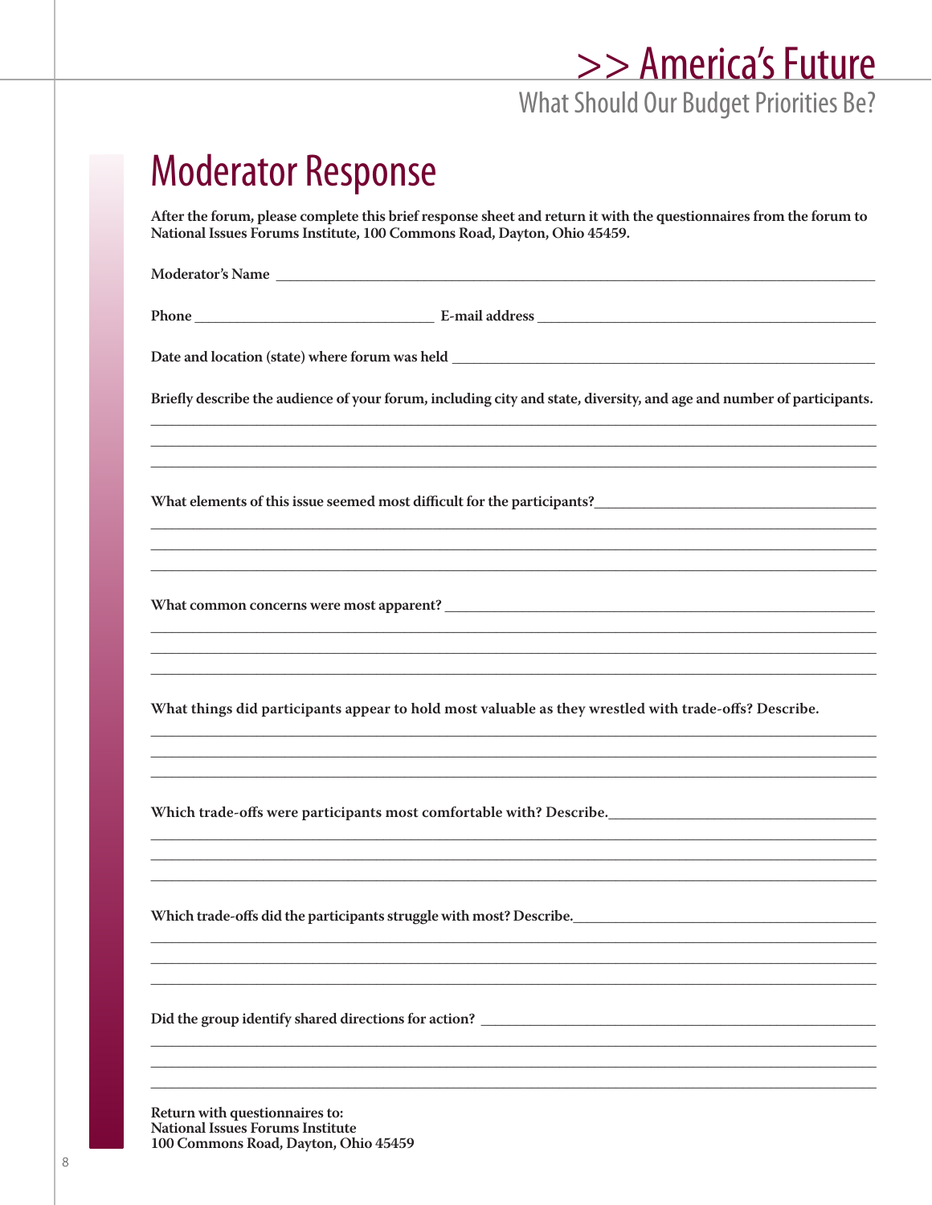# Moderator Response

**After the forum, please complete this brief response sheet and return it with the questionnaires from the forum to National Issues Forums Institute, 100 Commons Road, Dayton, Ohio 45459.**

**Moderator's Name** ____________________________________________

**Phone** ______________________ **E-mail address** ______________________

**Date and location (state) where forum was held** ______________________

**Briefly describe the audience of your forum, including city and state, diversity, and age and number of participants.**

____________________________________________

____________________________________________

____________________________________________

**What elements of this issue seemed most difficult for the participants?** ______________________

____________________________________________

____________________________________________

____________________________________________

**What common concerns were most apparent?** ______________________

____________________________________________

____________________________________________

____________________________________________

**What things did participants appear to hold most valuable as they wrestled with trade-offs? Describe.**

____________________________________________

____________________________________________

____________________________________________

**Which trade-offs were participants most comfortable with? Describe.** ______________________

____________________________________________

____________________________________________

____________________________________________

**Which trade-offs did the participants struggle with most? Describe.** ______________________

____________________________________________

____________________________________________

____________________________________________

**Did the group identify shared directions for action?** ______________________

____________________________________________

____________________________________________

____________________________________________

**Return with questionnaires to:**
**National Issues Forums Institute**
**100 Commons Road, Dayton, Ohio 45459**